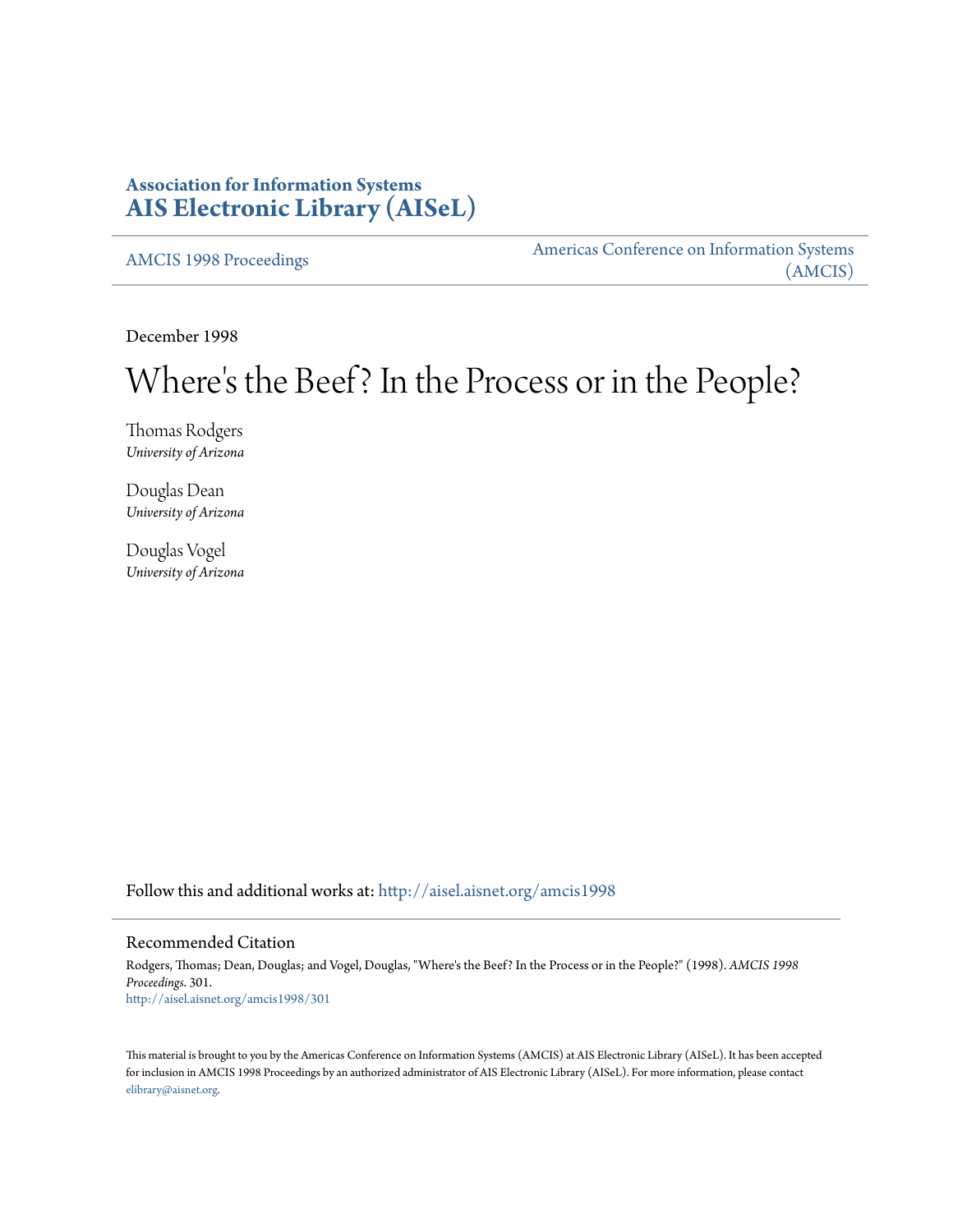**Association for Information Systems**
**AIS Electronic Library (AISeL)**

AMCIS 1998 Proceedings

Americas Conference on Information Systems (AMCIS)

December 1998

# Where's the Beef? In the Process or in the People?

Thomas Rodgers
*University of Arizona*

Douglas Dean
*University of Arizona*

Douglas Vogel
*University of Arizona*

Follow this and additional works at: http://aisel.aisnet.org/amcis1998

## Recommended Citation

Rodgers, Thomas; Dean, Douglas; and Vogel, Douglas, "Where's the Beef? In the Process or in the People?" (1998). *AMCIS 1998 Proceedings*. 301.
http://aisel.aisnet.org/amcis1998/301

This material is brought to you by the Americas Conference on Information Systems (AMCIS) at AIS Electronic Library (AISeL). It has been accepted for inclusion in AMCIS 1998 Proceedings by an authorized administrator of AIS Electronic Library (AISeL). For more information, please contact elibrary@aisnet.org.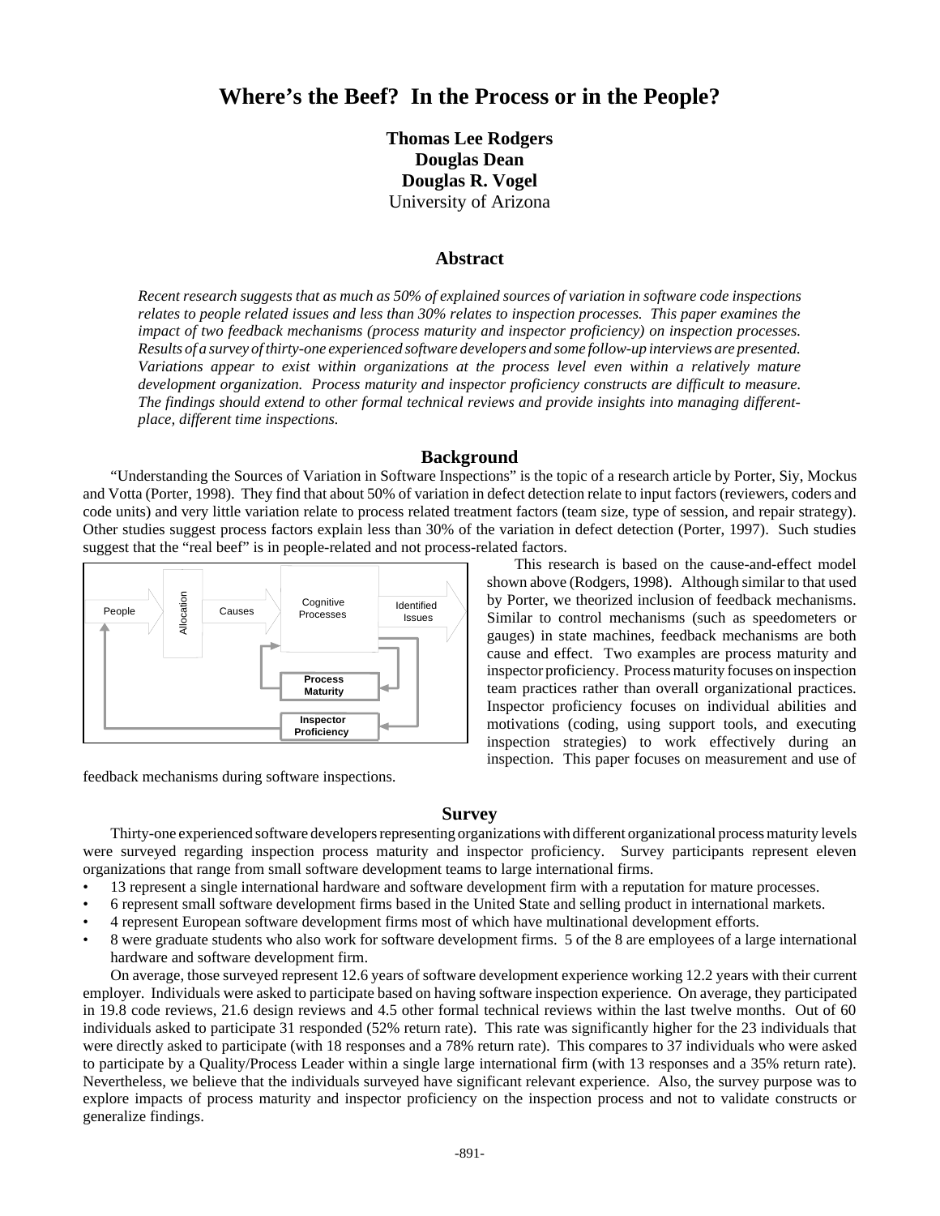# Where's the Beef? In the Process or in the People?

**Thomas Lee Rodgers**
**Douglas Dean**
**Douglas R. Vogel**
University of Arizona

## Abstract

*Recent research suggests that as much as 50% of explained sources of variation in software code inspections relates to people related issues and less than 30% relates to inspection processes. This paper examines the impact of two feedback mechanisms (process maturity and inspector proficiency) on inspection processes. Results of a survey of thirty-one experienced software developers and some follow-up interviews are presented. Variations appear to exist within organizations at the process level even within a relatively mature development organization. Process maturity and inspector proficiency constructs are difficult to measure. The findings should extend to other formal technical reviews and provide insights into managing different-place, different time inspections.*

## Background

"Understanding the Sources of Variation in Software Inspections" is the topic of a research article by Porter, Siy, Mockus and Votta (Porter, 1998). They find that about 50% of variation in defect detection relate to input factors (reviewers, coders and code units) and very little variation relate to process related treatment factors (team size, type of session, and repair strategy). Other studies suggest process factors explain less than 30% of the variation in defect detection (Porter, 1997). Such studies suggest that the "real beef" is in people-related and not process-related factors.

This research is based on the cause-and-effect model shown above (Rodgers, 1998). Although similar to that used by Porter, we theorized inclusion of feedback mechanisms. Similar to control mechanisms (such as speedometers or gauges) in state machines, feedback mechanisms are both cause and effect. Two examples are process maturity and inspector proficiency. Process maturity focuses on inspection team practices rather than overall organizational practices. Inspector proficiency focuses on individual abilities and motivations (coding, using support tools, and executing inspection strategies) to work effectively during an inspection. This paper focuses on measurement and use of feedback mechanisms during software inspections.

## Survey

Thirty-one experienced software developers representing organizations with different organizational process maturity levels were surveyed regarding inspection process maturity and inspector proficiency. Survey participants represent eleven organizations that range from small software development teams to large international firms.

- 13 represent a single international hardware and software development firm with a reputation for mature processes.
- 6 represent small software development firms based in the United State and selling product in international markets.
- 4 represent European software development firms most of which have multinational development efforts.
- 8 were graduate students who also work for software development firms. 5 of the 8 are employees of a large international hardware and software development firm.

On average, those surveyed represent 12.6 years of software development experience working 12.2 years with their current employer. Individuals were asked to participate based on having software inspection experience. On average, they participated in 19.8 code reviews, 21.6 design reviews and 4.5 other formal technical reviews within the last twelve months. Out of 60 individuals asked to participate 31 responded (52% return rate). This rate was significantly higher for the 23 individuals that were directly asked to participate (with 18 responses and a 78% return rate). This compares to 37 individuals who were asked to participate by a Quality/Process Leader within a single large international firm (with 13 responses and a 35% return rate). Nevertheless, we believe that the individuals surveyed have significant relevant experience. Also, the survey purpose was to explore impacts of process maturity and inspector proficiency on the inspection process and not to validate constructs or generalize findings.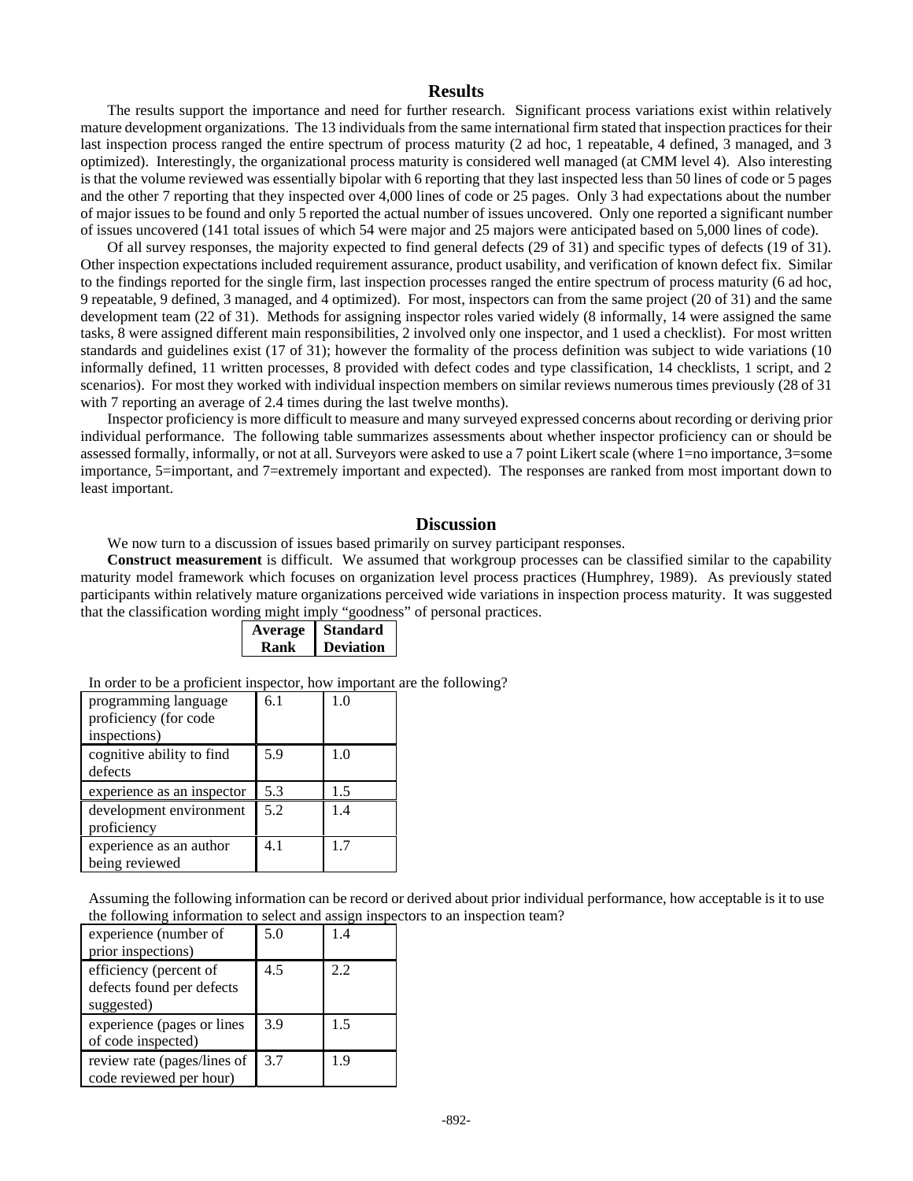## Results

The results support the importance and need for further research. Significant process variations exist within relatively mature development organizations. The 13 individuals from the same international firm stated that inspection practices for their last inspection process ranged the entire spectrum of process maturity (2 ad hoc, 1 repeatable, 4 defined, 3 managed, and 3 optimized). Interestingly, the organizational process maturity is considered well managed (at CMM level 4). Also interesting is that the volume reviewed was essentially bipolar with 6 reporting that they last inspected less than 50 lines of code or 5 pages and the other 7 reporting that they inspected over 4,000 lines of code or 25 pages. Only 3 had expectations about the number of major issues to be found and only 5 reported the actual number of issues uncovered. Only one reported a significant number of issues uncovered (141 total issues of which 54 were major and 25 majors were anticipated based on 5,000 lines of code).

Of all survey responses, the majority expected to find general defects (29 of 31) and specific types of defects (19 of 31). Other inspection expectations included requirement assurance, product usability, and verification of known defect fix. Similar to the findings reported for the single firm, last inspection processes ranged the entire spectrum of process maturity (6 ad hoc, 9 repeatable, 9 defined, 3 managed, and 4 optimized). For most, inspectors can from the same project (20 of 31) and the same development team (22 of 31). Methods for assigning inspector roles varied widely (8 informally, 14 were assigned the same tasks, 8 were assigned different main responsibilities, 2 involved only one inspector, and 1 used a checklist). For most written standards and guidelines exist (17 of 31); however the formality of the process definition was subject to wide variations (10 informally defined, 11 written processes, 8 provided with defect codes and type classification, 14 checklists, 1 script, and 2 scenarios). For most they worked with individual inspection members on similar reviews numerous times previously (28 of 31 with 7 reporting an average of 2.4 times during the last twelve months).

Inspector proficiency is more difficult to measure and many surveyed expressed concerns about recording or deriving prior individual performance. The following table summarizes assessments about whether inspector proficiency can or should be assessed formally, informally, or not at all. Surveyors were asked to use a 7 point Likert scale (where 1=no importance, 3=some importance, 5=important, and 7=extremely important and expected). The responses are ranked from most important down to least important.

| | Average Rank | Standard Deviation |
|---|---|---|
| **In order to be a proficient inspector, how important are the following?** | | |
| programming language proficiency (for code inspections) | 6.1 | 1.0 |
| cognitive ability to find defects | 5.9 | 1.0 |
| experience as an inspector | 5.3 | 1.5 |
| development environment proficiency | 5.2 | 1.4 |
| experience as an author being reviewed | 4.1 | 1.7 |
| **Assuming the following information can be record or derived about prior individual performance, how acceptable is it to use the following information to select and assign inspectors to an inspection team?** | | |
| experience (number of prior inspections) | 5.0 | 1.4 |
| efficiency (percent of defects found per defects suggested) | 4.5 | 2.2 |
| experience (pages or lines of code inspected) | 3.9 | 1.5 |
| review rate (pages/lines of code reviewed per hour) | 3.7 | 1.9 |

## Discussion

We now turn to a discussion of issues based primarily on survey participant responses.

**Construct measurement** is difficult. We assumed that workgroup processes can be classified similar to the capability maturity model framework which focuses on organization level process practices (Humphrey, 1989). As previously stated participants within relatively mature organizations perceived wide variations in inspection process maturity. It was suggested that the classification wording might imply "goodness" of personal practices.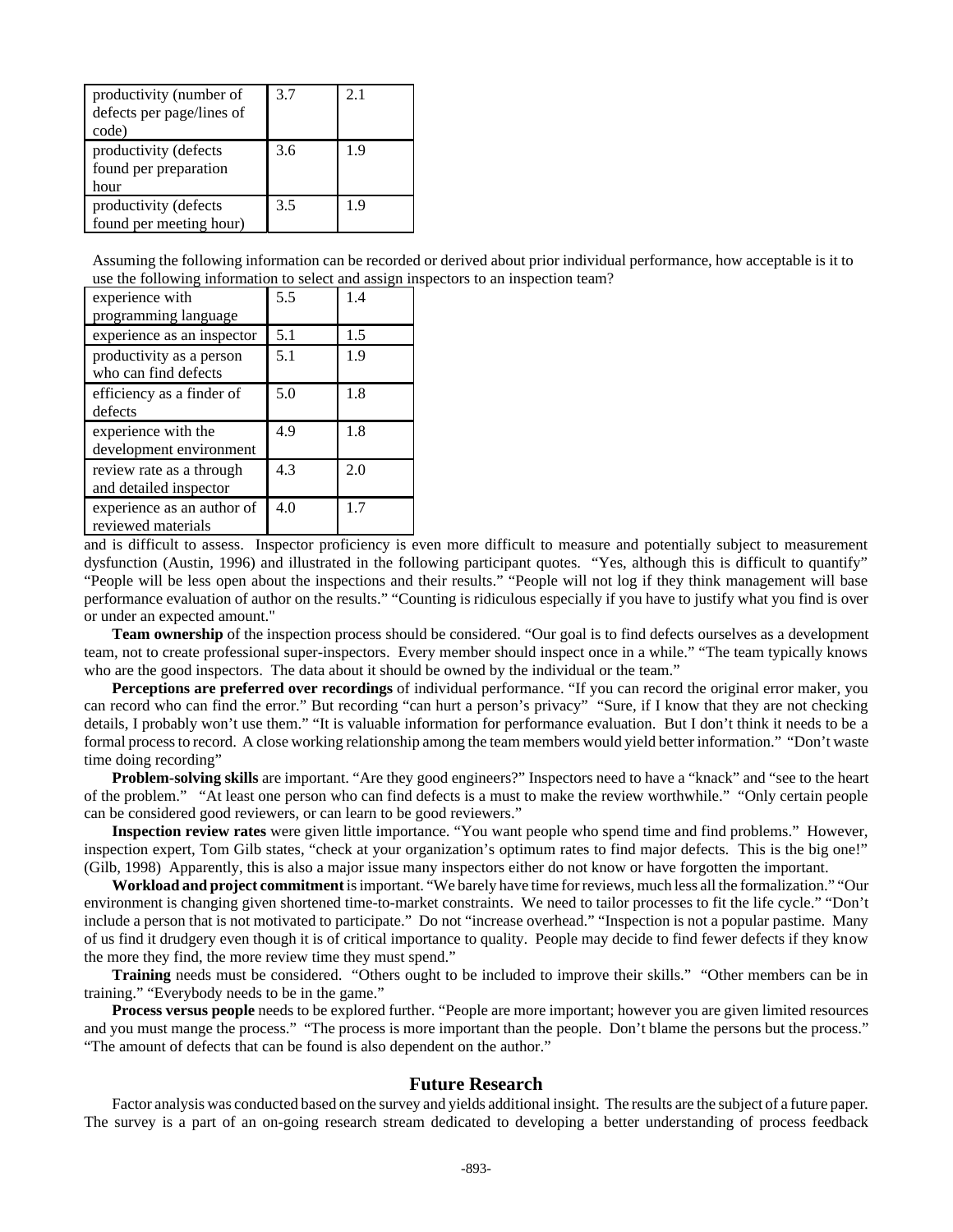| | | |
|---|---|---|
| productivity (number of defects per page/lines of code) | 3.7 | 2.1 |
| productivity (defects found per preparation hour | 3.6 | 1.9 |
| productivity (defects found per meeting hour) | 3.5 | 1.9 |

Assuming the following information can be recorded or derived about prior individual performance, how acceptable is it to use the following information to select and assign inspectors to an inspection team?

| | | |
|---|---|---|
| experience with programming language | 5.5 | 1.4 |
| experience as an inspector | 5.1 | 1.5 |
| productivity as a person who can find defects | 5.1 | 1.9 |
| efficiency as a finder of defects | 5.0 | 1.8 |
| experience with the development environment | 4.9 | 1.8 |
| review rate as a through and detailed inspector | 4.3 | 2.0 |
| experience as an author of reviewed materials | 4.0 | 1.7 |

and is difficult to assess. Inspector proficiency is even more difficult to measure and potentially subject to measurement dysfunction (Austin, 1996) and illustrated in the following participant quotes. "Yes, although this is difficult to quantify" "People will be less open about the inspections and their results." "People will not log if they think management will base performance evaluation of author on the results." "Counting is ridiculous especially if you have to justify what you find is over or under an expected amount."

**Team ownership** of the inspection process should be considered. "Our goal is to find defects ourselves as a development team, not to create professional super-inspectors. Every member should inspect once in a while." "The team typically knows who are the good inspectors. The data about it should be owned by the individual or the team."

**Perceptions are preferred over recordings** of individual performance. "If you can record the original error maker, you can record who can find the error." But recording "can hurt a person's privacy" "Sure, if I know that they are not checking details, I probably won't use them." "It is valuable information for performance evaluation. But I don't think it needs to be a formal process to record. A close working relationship among the team members would yield better information." "Don't waste time doing recording"

**Problem-solving skills** are important. "Are they good engineers?" Inspectors need to have a "knack" and "see to the heart of the problem." "At least one person who can find defects is a must to make the review worthwhile." "Only certain people can be considered good reviewers, or can learn to be good reviewers."

**Inspection review rates** were given little importance. "You want people who spend time and find problems." However, inspection expert, Tom Gilb states, "check at your organization's optimum rates to find major defects. This is the big one!" (Gilb, 1998) Apparently, this is also a major issue many inspectors either do not know or have forgotten the important.

**Workload and project commitment** is important. "We barely have time for reviews, much less all the formalization." "Our environment is changing given shortened time-to-market constraints. We need to tailor processes to fit the life cycle." "Don't include a person that is not motivated to participate." Do not "increase overhead." "Inspection is not a popular pastime. Many of us find it drudgery even though it is of critical importance to quality. People may decide to find fewer defects if they know the more they find, the more review time they must spend."

**Training** needs must be considered. "Others ought to be included to improve their skills." "Other members can be in training." "Everybody needs to be in the game."

**Process versus people** needs to be explored further. "People are more important; however you are given limited resources and you must mange the process." "The process is more important than the people. Don't blame the persons but the process." "The amount of defects that can be found is also dependent on the author."

## Future Research

Factor analysis was conducted based on the survey and yields additional insight. The results are the subject of a future paper. The survey is a part of an on-going research stream dedicated to developing a better understanding of process feedback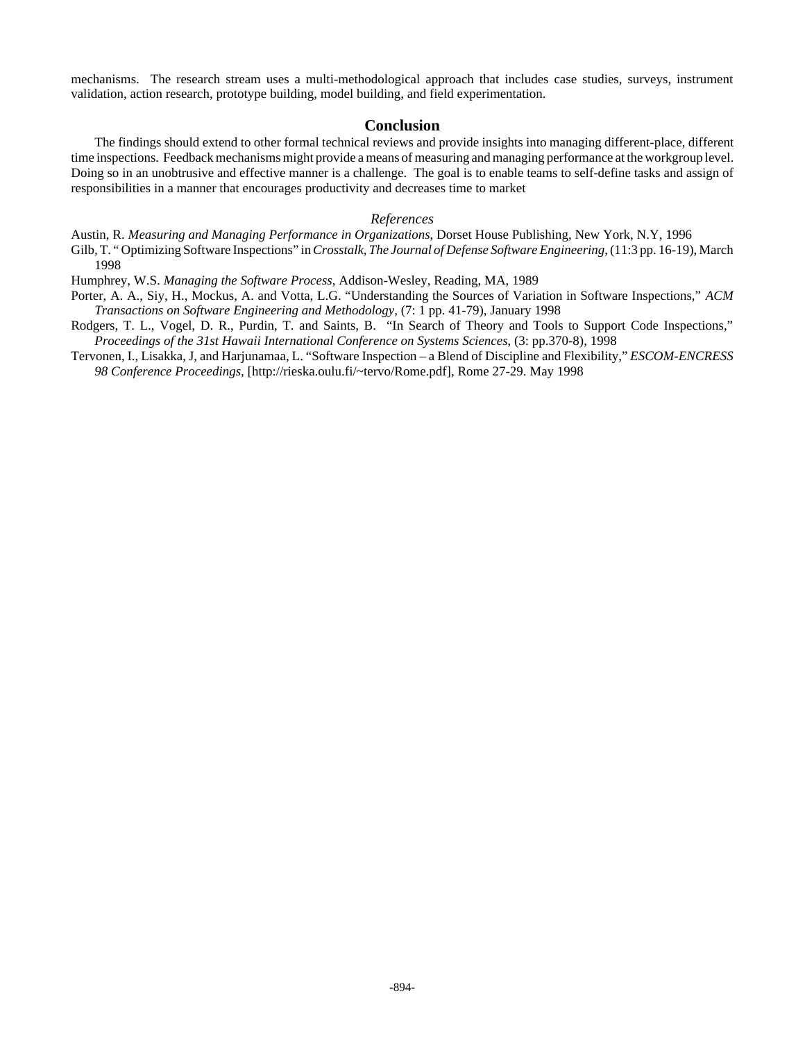mechanisms. The research stream uses a multi-methodological approach that includes case studies, surveys, instrument validation, action research, prototype building, model building, and field experimentation.

## Conclusion

The findings should extend to other formal technical reviews and provide insights into managing different-place, different time inspections. Feedback mechanisms might provide a means of measuring and managing performance at the workgroup level. Doing so in an unobtrusive and effective manner is a challenge. The goal is to enable teams to self-define tasks and assign of responsibilities in a manner that encourages productivity and decreases time to market

### *References*

Austin, R. *Measuring and Managing Performance in Organizations*, Dorset House Publishing, New York, N.Y, 1996

Gilb, T. " Optimizing Software Inspections" in *Crosstalk, The Journal of Defense Software Engineering*, (11:3 pp. 16-19), March 1998

Humphrey, W.S. *Managing the Software Process*, Addison-Wesley, Reading, MA, 1989

Porter, A. A., Siy, H., Mockus, A. and Votta, L.G. "Understanding the Sources of Variation in Software Inspections," *ACM Transactions on Software Engineering and Methodology*, (7: 1 pp. 41-79), January 1998

Rodgers, T. L., Vogel, D. R., Purdin, T. and Saints, B. "In Search of Theory and Tools to Support Code Inspections," *Proceedings of the 31st Hawaii International Conference on Systems Sciences*, (3: pp.370-8), 1998

Tervonen, I., Lisakka, J, and Harjunamaa, L. "Software Inspection – a Blend of Discipline and Flexibility," *ESCOM-ENCRESS 98 Conference Proceedings*, [http://rieska.oulu.fi/~tervo/Rome.pdf], Rome 27-29. May 1998